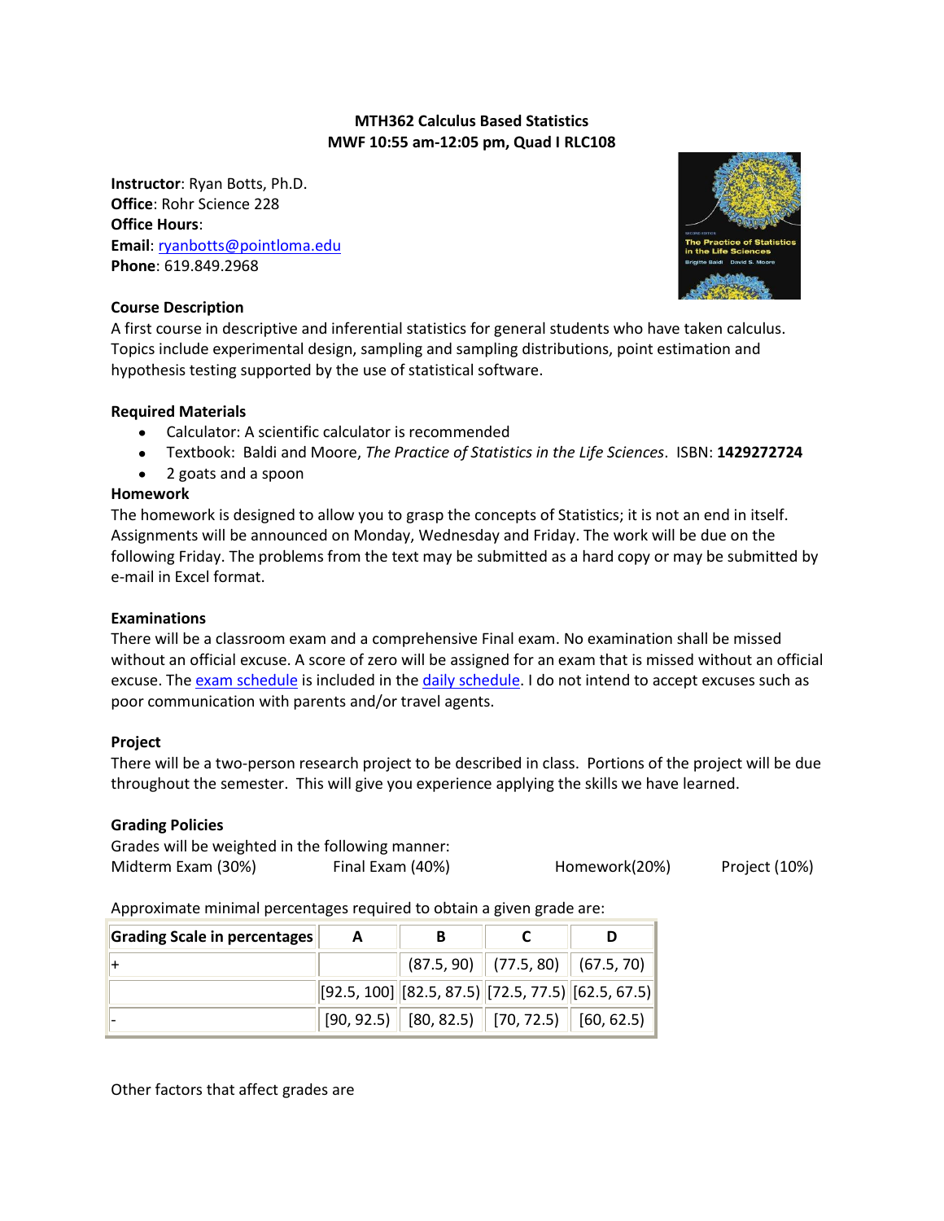**MTH362 Calculus Based Statistics**
**MWF 10:55 am-12:05 pm, Quad I RLC108**

**Instructor**: Ryan Botts, Ph.D.
**Office**: Rohr Science 228
**Office Hours**:
**Email**: ryanbotts@pointloma.edu
**Phone**: 619.849.2968

### Course Description

A first course in descriptive and inferential statistics for general students who have taken calculus. Topics include experimental design, sampling and sampling distributions, point estimation and hypothesis testing supported by the use of statistical software.

### Required Materials

- Calculator: A scientific calculator is recommended
- Textbook: Baldi and Moore, *The Practice of Statistics in the Life Sciences*. ISBN: **1429272724**
- 2 goats and a spoon

### Homework

The homework is designed to allow you to grasp the concepts of Statistics; it is not an end in itself. Assignments will be announced on Monday, Wednesday and Friday. The work will be due on the following Friday. The problems from the text may be submitted as a hard copy or may be submitted by e-mail in Excel format.

### Examinations

There will be a classroom exam and a comprehensive Final exam. No examination shall be missed without an official excuse. A score of zero will be assigned for an exam that is missed without an official excuse. The exam schedule is included in the daily schedule. I do not intend to accept excuses such as poor communication with parents and/or travel agents.

### Project

There will be a two-person research project to be described in class. Portions of the project will be due throughout the semester. This will give you experience applying the skills we have learned.

### Grading Policies

Grades will be weighted in the following manner:

Midterm Exam (30%) Final Exam (40%) Homework(20%) Project (10%)

Approximate minimal percentages required to obtain a given grade are:

| Grading Scale in percentages | A | B | C | D |
|---|---|---|---|---|
| + | | (87.5, 90) | (77.5, 80) | (67.5, 70) |
| | [92.5, 100] | [82.5, 87.5) | [72.5, 77.5) | [62.5, 67.5) |
| - | [90, 92.5) | [80, 82.5) | [70, 72.5) | [60, 62.5) |

Other factors that affect grades are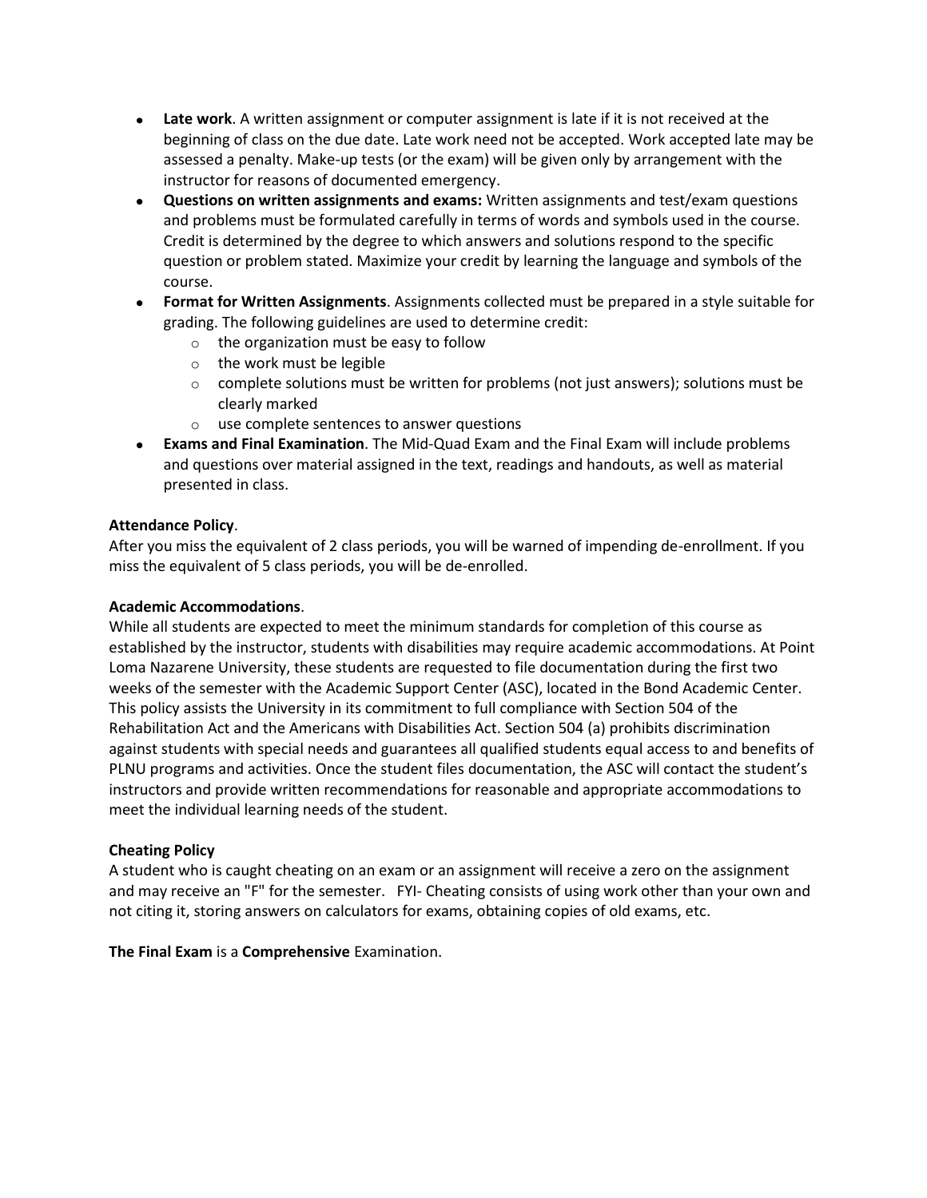- **Late work**. A written assignment or computer assignment is late if it is not received at the beginning of class on the due date. Late work need not be accepted. Work accepted late may be assessed a penalty. Make-up tests (or the exam) will be given only by arrangement with the instructor for reasons of documented emergency.
- **Questions on written assignments and exams:** Written assignments and test/exam questions and problems must be formulated carefully in terms of words and symbols used in the course. Credit is determined by the degree to which answers and solutions respond to the specific question or problem stated. Maximize your credit by learning the language and symbols of the course.
- **Format for Written Assignments**. Assignments collected must be prepared in a style suitable for grading. The following guidelines are used to determine credit:
    - the organization must be easy to follow
    - the work must be legible
    - complete solutions must be written for problems (not just answers); solutions must be clearly marked
    - use complete sentences to answer questions
- **Exams and Final Examination**. The Mid-Quad Exam and the Final Exam will include problems and questions over material assigned in the text, readings and handouts, as well as material presented in class.

**Attendance Policy**.

After you miss the equivalent of 2 class periods, you will be warned of impending de-enrollment. If you miss the equivalent of 5 class periods, you will be de-enrolled.

**Academic Accommodations**.

While all students are expected to meet the minimum standards for completion of this course as established by the instructor, students with disabilities may require academic accommodations. At Point Loma Nazarene University, these students are requested to file documentation during the first two weeks of the semester with the Academic Support Center (ASC), located in the Bond Academic Center. This policy assists the University in its commitment to full compliance with Section 504 of the Rehabilitation Act and the Americans with Disabilities Act. Section 504 (a) prohibits discrimination against students with special needs and guarantees all qualified students equal access to and benefits of PLNU programs and activities. Once the student files documentation, the ASC will contact the student's instructors and provide written recommendations for reasonable and appropriate accommodations to meet the individual learning needs of the student.

**Cheating Policy**

A student who is caught cheating on an exam or an assignment will receive a zero on the assignment and may receive an "F" for the semester. FYI- Cheating consists of using work other than your own and not citing it, storing answers on calculators for exams, obtaining copies of old exams, etc.

**The Final Exam** is a **Comprehensive** Examination.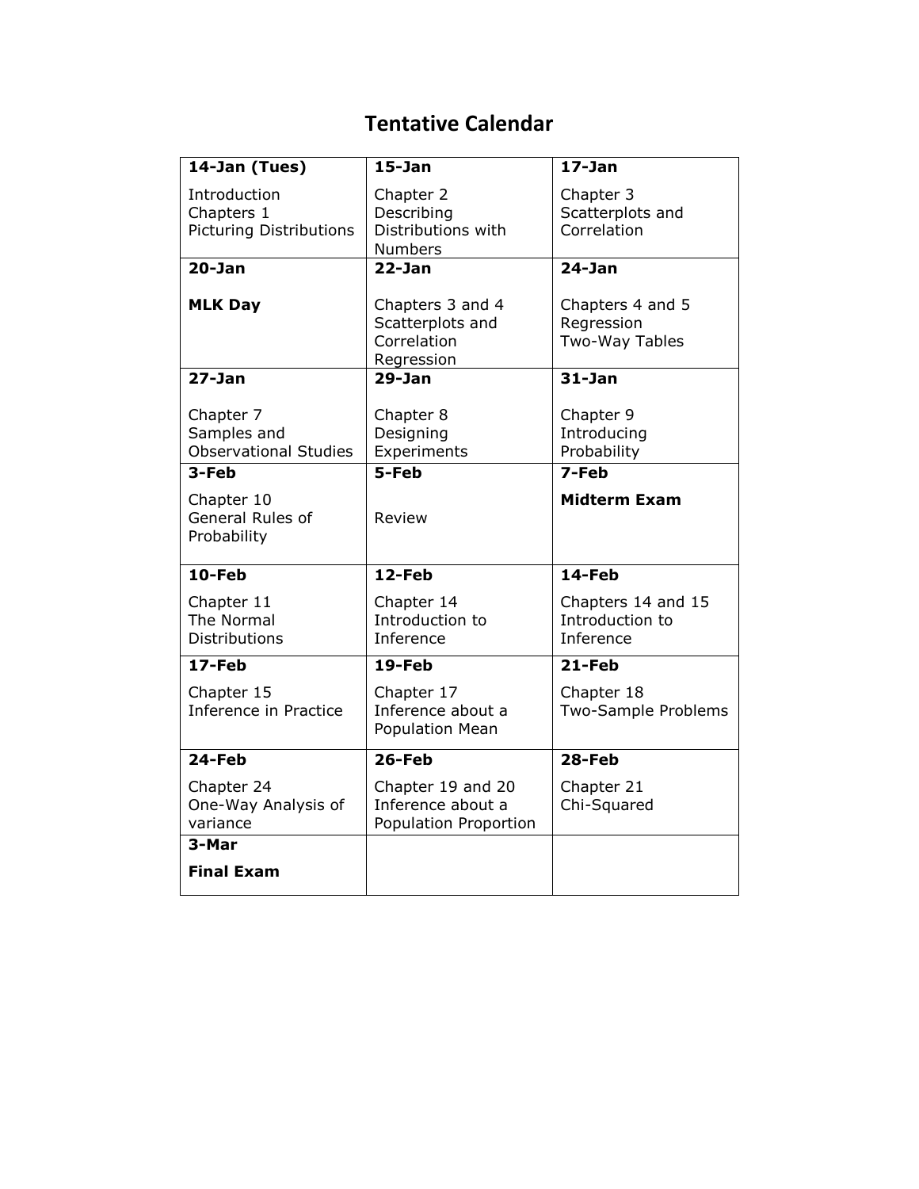# Tentative Calendar

| | | |
|---|---|---|
| **14-Jan (Tues)**<br>Introduction<br>Chapters 1<br>Picturing Distributions | **15-Jan**<br>Chapter 2<br>Describing Distributions with Numbers | **17-Jan**<br>Chapter 3<br>Scatterplots and Correlation |
| **20-Jan**<br>**MLK Day** | **22-Jan**<br>Chapters 3 and 4<br>Scatterplots and Correlation<br>Regression | **24-Jan**<br>Chapters 4 and 5<br>Regression<br>Two-Way Tables |
| **27-Jan**<br>Chapter 7<br>Samples and Observational Studies | **29-Jan**<br>Chapter 8<br>Designing Experiments | **31-Jan**<br>Chapter 9<br>Introducing Probability |
| **3-Feb**<br>Chapter 10<br>General Rules of Probability | **5-Feb**<br>Review | **7-Feb**<br>**Midterm Exam** |
| **10-Feb**<br>Chapter 11<br>The Normal Distributions | **12-Feb**<br>Chapter 14<br>Introduction to Inference | **14-Feb**<br>Chapters 14 and 15<br>Introduction to Inference |
| **17-Feb**<br>Chapter 15<br>Inference in Practice | **19-Feb**<br>Chapter 17<br>Inference about a Population Mean | **21-Feb**<br>Chapter 18<br>Two-Sample Problems |
| **24-Feb**<br>Chapter 24<br>One-Way Analysis of variance | **26-Feb**<br>Chapter 19 and 20<br>Inference about a Population Proportion | **28-Feb**<br>Chapter 21<br>Chi-Squared |
| **3-Mar**<br>**Final Exam** | | |